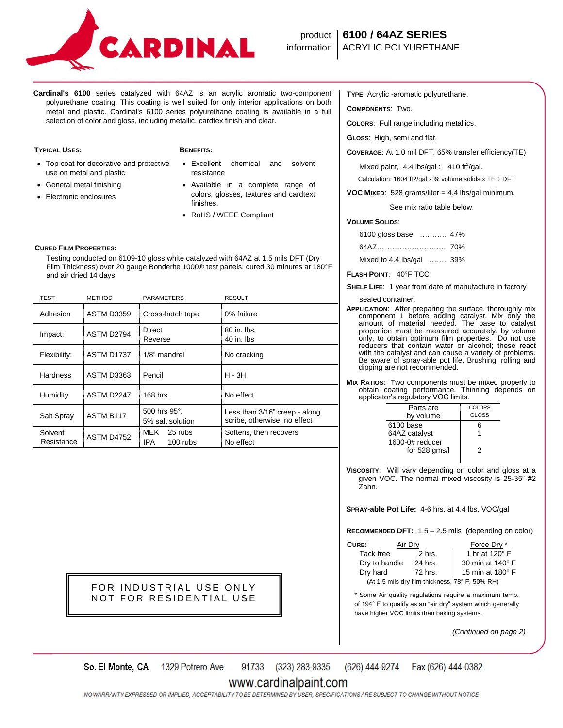# CARDINAL

product information

## 6100 / 64AZ SERIES
ACRYLIC POLYURETHANE

**Cardinal's 6100** series catalyzed with 64AZ is an acrylic aromatic two-component polyurethane coating. This coating is well suited for only interior applications on both metal and plastic. Cardinal's 6100 series polyurethane coating is available in a full selection of color and gloss, including metallic, cardtex finish and clear.

### Typical Uses:

- Top coat for decorative and protective use on metal and plastic
- General metal finishing
- Electronic enclosures

### Benefits:

- Excellent chemical and solvent resistance
- Available in a complete range of colors, glosses, textures and cardtext finishes.
- RoHS / WEEE Compliant

### Cured Film Properties:

Testing conducted on 6109-10 gloss white catalyzed with 64AZ at 1.5 mils DFT (Dry Film Thickness) over 20 gauge Bonderite 1000® test panels, cured 30 minutes at 180°F and air dried 14 days.

| TEST | METHOD | PARAMETERS | RESULT |
|---|---|---|---|
| Adhesion | ASTM D3359 | Cross-hatch tape | 0% failure |
| Impact: | ASTM D2794 | Direct<br>Reverse | 80 in. lbs.<br>40 in. lbs |
| Flexibility: | ASTM D1737 | 1/8" mandrel | No cracking |
| Hardness | ASTM D3363 | Pencil | H - 3H |
| Humidity | ASTM D2247 | 168 hrs | No effect |
| Salt Spray | ASTM B117 | 500 hrs 95°,<br>5% salt solution | Less than 3/16" creep - along scribe, otherwise, no effect |
| Solvent Resistance | ASTM D4752 | MEK 25 rubs<br>IPA 100 rubs | Softens, then recovers<br>No effect |

**FOR INDUSTRIAL USE ONLY**
**NOT FOR RESIDENTIAL USE**

**Type**: Acrylic -aromatic polyurethane.

**Components**: Two.

**Colors**: Full range including metallics.

**Gloss**: High, semi and flat.

**Coverage**: At 1.0 mil DFT, 65% transfer efficiency(TE)

Mixed paint, 4.4 lbs/gal : 410 ft²/gal.

Calculation: 1604 ft2/gal x % volume solids x TE ÷ DFT

**VOC Mixed**: 528 grams/liter = 4.4 lbs/gal minimum.

See mix ratio table below.

**Volume Solids**:

- 6100 gloss base ……….. 47%
- 64AZ… …………………… 70%
- Mixed to 4.4 lbs/gal ……. 39%

**Flash Point**: 40°F TCC

**Shelf Life**: 1 year from date of manufacture in factory sealed container.

**Application**: After preparing the surface, thoroughly mix component 1 before adding catalyst. Mix only the amount of material needed. The base to catalyst proportion must be measured accurately, by volume only, to obtain optimum film properties. Do not use reducers that contain water or alcohol; these react with the catalyst and can cause a variety of problems. Be aware of spray-able pot life. Brushing, rolling and dipping are not recommended.

**Mix Ratios**: Two components must be mixed properly to obtain coating performance. Thinning depends on applicator's regulatory VOC limits.

| Parts are by volume | COLORS GLOSS |
|---|---|
| 6100 base | 6 |
| 64AZ catalyst | 1 |
| 1600-0# reducer for 528 gms/l | 2 |

**Viscosity**: Will vary depending on color and gloss at a given VOC. The normal mixed viscosity is 25-35" #2 Zahn.

**Spray-able Pot Life:** 4-6 hrs. at 4.4 lbs. VOC/gal

**Recommended DFT:** 1.5 – 2.5 mils (depending on color)

| Cure: | Air Dry | Force Dry * |
|---|---|---|
| Tack free | 2 hrs. | 1 hr at 120° F |
| Dry to handle | 24 hrs. | 30 min at 140° F |
| Dry hard | 72 hrs. | 15 min at 180° F |

(At 1.5 mils dry film thickness, 78° F, 50% RH)

\* Some Air quality regulations require a maximum temp. of 194° F to qualify as an "air dry" system which generally have higher VOC limits than baking systems.

*(Continued on page 2)*

So. El Monte, CA 1329 Potrero Ave. 91733 (323) 283-9335 (626) 444-9274 Fax (626) 444-0382

www.cardinalpaint.com

NO WARRANTY EXPRESSED OR IMPLIED, ACCEPTABILITY TO BE DETERMINED BY USER, SPECIFICATIONS ARE SUBJECT TO CHANGE WITHOUT NOTICE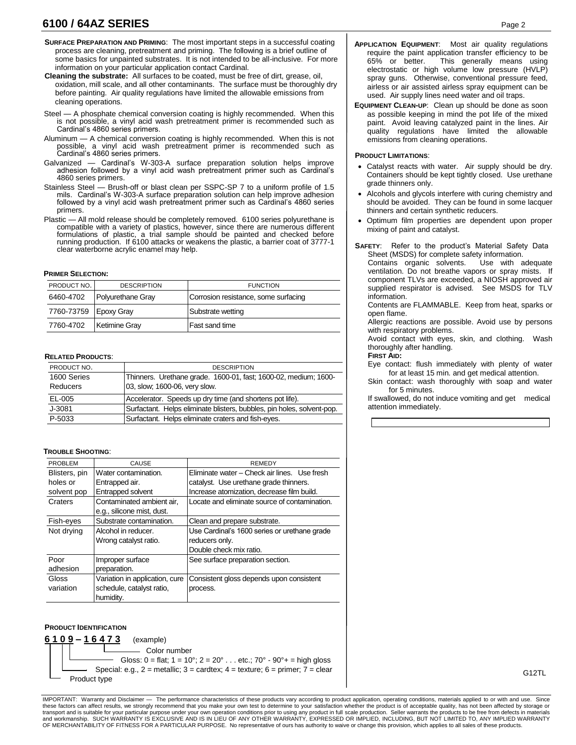**SURFACE PREPARATION AND PRIMING**: The most important steps in a successful coating process are cleaning, pretreatment and priming. The following is a brief outline of some basics for unpainted substrates. It is not intended to be all-inclusive. For more information on your particular application contact Cardinal.

**Cleaning the substrate:** All surfaces to be coated, must be free of dirt, grease, oil, oxidation, mill scale, and all other contaminants. The surface must be thoroughly dry before painting. Air quality regulations have limited the allowable emissions from cleaning operations.

Steel — A phosphate chemical conversion coating is highly recommended. When this is not possible, a vinyl acid wash pretreatment primer is recommended such as Cardinal's 4860 series primers.

Aluminum — A chemical conversion coating is highly recommended. When this is not possible, a vinyl acid wash pretreatment primer is recommended such as Cardinal's 4860 series primers.

Galvanized — Cardinal's W-303-A surface preparation solution helps improve adhesion followed by a vinyl acid wash pretreatment primer such as Cardinal's 4860 series primers.

Stainless Steel — Brush-off or blast clean per SSPC-SP 7 to a uniform profile of 1.5 mils. Cardinal's W-303-A surface preparation solution can help improve adhesion followed by a vinyl acid wash pretreatment primer such as Cardinal's 4860 series primers.

Plastic — All mold release should be completely removed. 6100 series polyurethane is compatible with a variety of plastics, however, since there are numerous different formulations of plastic, a trial sample should be painted and checked before running production. If 6100 attacks or weakens the plastic, a barrier coat of 3777-1 clear waterborne acrylic enamel may help.

**PRIMER SELECTION:**

| PRODUCT NO. | DESCRIPTION | FUNCTION |
|---|---|---|
| 6460-4702 | Polyurethane Gray | Corrosion resistance, some surfacing |
| 7760-73759 | Epoxy Gray | Substrate wetting |
| 7760-4702 | Ketimine Gray | Fast sand time |

**RELATED PRODUCTS**:

| PRODUCT NO. | DESCRIPTION |
|---|---|
| 1600 Series Reducers | Thinners. Urethane grade. 1600-01, fast; 1600-02, medium; 1600-03, slow; 1600-06, very slow. |
| EL-005 | Accelerator. Speeds up dry time (and shortens pot life). |
| J-3081 | Surfactant. Helps eliminate blisters, bubbles, pin holes, solvent-pop. |
| P-5033 | Surfactant. Helps eliminate craters and fish-eyes. |

**TROUBLE SHOOTING**:

| PROBLEM | CAUSE | REMEDY |
|---|---|---|
| Blisters, pin holes or solvent pop | Water contamination. Entrapped air. Entrapped solvent | Eliminate water – Check air lines. Use fresh catalyst. Use urethane grade thinners. Increase atomization, decrease film build. |
| Craters | Contaminated ambient air, e.g., silicone mist, dust. | Locate and eliminate source of contamination. |
| Fish-eyes | Substrate contamination. | Clean and prepare substrate. |
| Not drying | Alcohol in reducer. Wrong catalyst ratio. | Use Cardinal's 1600 series or urethane grade reducers only. Double check mix ratio. |
| Poor adhesion | Improper surface preparation. | See surface preparation section. |
| Gloss variation | Variation in application, cure schedule, catalyst ratio, humidity. | Consistent gloss depends upon consistent process. |

**PRODUCT IDENTIFICATION**

**6109 – 16473** (example)

- Color number
- Gloss: 0 = flat; 1 = 10°; 2 = 20° . . . etc.; 70° - 90°+ = high gloss
- Special: e.g., 2 = metallic; 3 = cardtex; 4 = texture; 6 = primer; 7 = clear
- Product type

**APPLICATION EQUIPMENT**: Most air quality regulations require the paint application transfer efficiency to be 65% or better. This generally means using electrostatic or high volume low pressure (HVLP) spray guns. Otherwise, conventional pressure feed, airless or air assisted airless spray equipment can be used. Air supply lines need water and oil traps.

**EQUIPMENT CLEAN-UP**: Clean up should be done as soon as possible keeping in mind the pot life of the mixed paint. Avoid leaving catalyzed paint in the lines. Air quality regulations have limited the allowable emissions from cleaning operations.

**PRODUCT LIMITATIONS**:

- Catalyst reacts with water. Air supply should be dry. Containers should be kept tightly closed. Use urethane grade thinners only.
- Alcohols and glycols interfere with curing chemistry and should be avoided. They can be found in some lacquer thinners and certain synthetic reducers.
- Optimum film properties are dependent upon proper mixing of paint and catalyst.

**SAFETY**: Refer to the product's Material Safety Data Sheet (MSDS) for complete safety information.

Contains organic solvents. Use with adequate ventilation. Do not breathe vapors or spray mists. If component TLVs are exceeded, a NIOSH approved air supplied respirator is advised. See MSDS for TLV information.

Contents are FLAMMABLE. Keep from heat, sparks or open flame.

Allergic reactions are possible. Avoid use by persons with respiratory problems.

Avoid contact with eyes, skin, and clothing. Wash thoroughly after handling.

**FIRST AID:**

Eye contact: flush immediately with plenty of water for at least 15 min. and get medical attention.

Skin contact: wash thoroughly with soap and water for 5 minutes.

If swallowed, do not induce vomiting and get medical attention immediately.

G12TL

IMPORTANT: Warranty and Disclaimer — The performance characteristics of these products vary according to product application, operating conditions, materials applied to or with and use. Since these factors can affect results, we strongly recommend that you make your own test to determine to your satisfaction whether the product is of acceptable quality, has not been affected by storage or transport and is suitable for your particular purpose under your own operation conditions prior to using any product in full scale production. Seller warrants the products to be free from defects in materials and workmanship. SUCH WARRANTY IS EXCLUSIVE AND IS IN LIEU OF ANY OTHER WARRANTY, EXPRESSED OR IMPLIED, INCLUDING, BUT NOT LIMITED TO, ANY IMPLIED WARRANTY OF MERCHANTABILITY OF FITNESS FOR A PARTICULAR PURPOSE. No representative of ours has authority to waive or change this provision, which applies to all sales of these products.